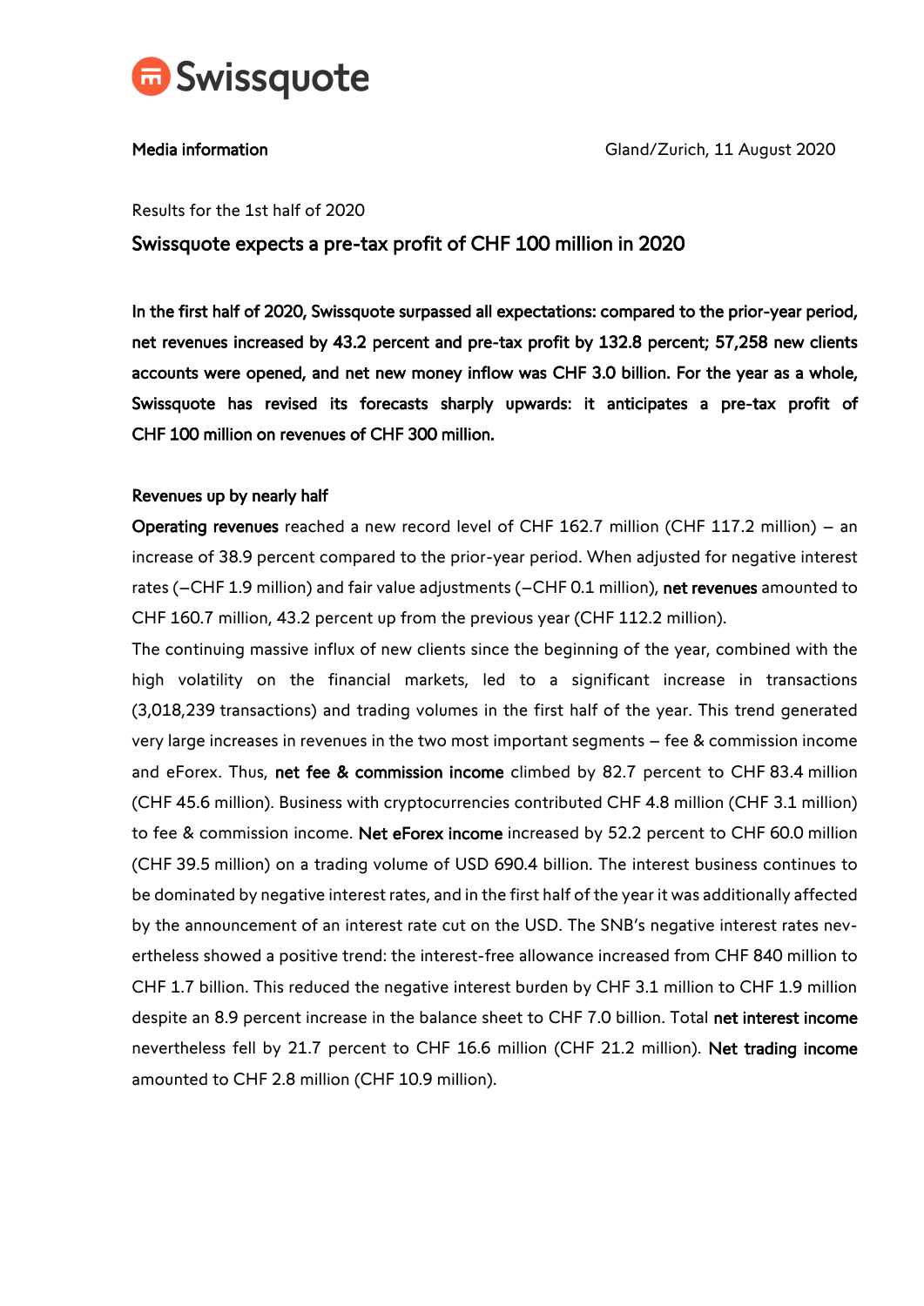Swissquote

**Media information**

Gland/Zurich, 11 August 2020

Results for the 1st half of 2020

# Swissquote expects a pre-tax profit of CHF 100 million in 2020

**In the first half of 2020, Swissquote surpassed all expectations: compared to the prior-year period, net revenues increased by 43.2 percent and pre-tax profit by 132.8 percent; 57,258 new clients accounts were opened, and net new money inflow was CHF 3.0 billion. For the year as a whole, Swissquote has revised its forecasts sharply upwards: it anticipates a pre-tax profit of CHF 100 million on revenues of CHF 300 million.**

## Revenues up by nearly half

**Operating revenues** reached a new record level of CHF 162.7 million (CHF 117.2 million) – an increase of 38.9 percent compared to the prior-year period. When adjusted for negative interest rates (–CHF 1.9 million) and fair value adjustments (–CHF 0.1 million), **net revenues** amounted to CHF 160.7 million, 43.2 percent up from the previous year (CHF 112.2 million).

The continuing massive influx of new clients since the beginning of the year, combined with the high volatility on the financial markets, led to a significant increase in transactions (3,018,239 transactions) and trading volumes in the first half of the year. This trend generated very large increases in revenues in the two most important segments – fee & commission income and eForex. Thus, **net fee & commission income** climbed by 82.7 percent to CHF 83.4 million (CHF 45.6 million). Business with cryptocurrencies contributed CHF 4.8 million (CHF 3.1 million) to fee & commission income. **Net eForex income** increased by 52.2 percent to CHF 60.0 million (CHF 39.5 million) on a trading volume of USD 690.4 billion. The interest business continues to be dominated by negative interest rates, and in the first half of the year it was additionally affected by the announcement of an interest rate cut on the USD. The SNB's negative interest rates nevertheless showed a positive trend: the interest-free allowance increased from CHF 840 million to CHF 1.7 billion. This reduced the negative interest burden by CHF 3.1 million to CHF 1.9 million despite an 8.9 percent increase in the balance sheet to CHF 7.0 billion. Total **net interest income** nevertheless fell by 21.7 percent to CHF 16.6 million (CHF 21.2 million). **Net trading income** amounted to CHF 2.8 million (CHF 10.9 million).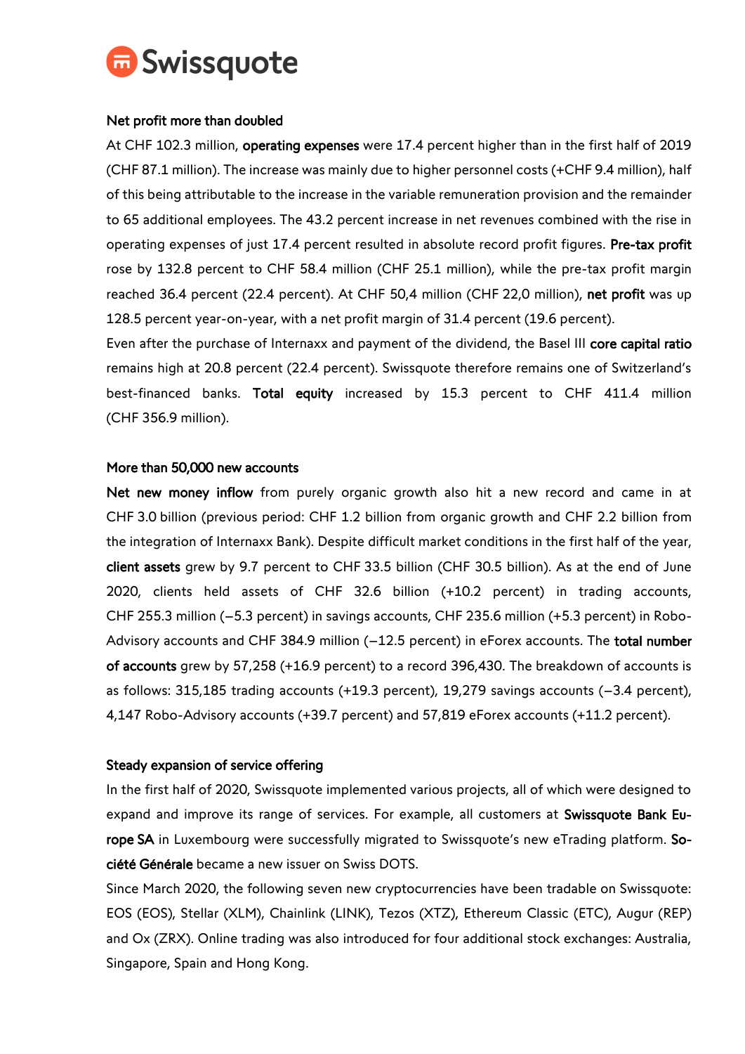## Net profit more than doubled

At CHF 102.3 million, **operating expenses** were 17.4 percent higher than in the first half of 2019 (CHF 87.1 million). The increase was mainly due to higher personnel costs (+CHF 9.4 million), half of this being attributable to the increase in the variable remuneration provision and the remainder to 65 additional employees. The 43.2 percent increase in net revenues combined with the rise in operating expenses of just 17.4 percent resulted in absolute record profit figures. **Pre-tax profit** rose by 132.8 percent to CHF 58.4 million (CHF 25.1 million), while the pre-tax profit margin reached 36.4 percent (22.4 percent). At CHF 50,4 million (CHF 22,0 million), **net profit** was up 128.5 percent year-on-year, with a net profit margin of 31.4 percent (19.6 percent).

Even after the purchase of Internaxx and payment of the dividend, the Basel III **core capital ratio** remains high at 20.8 percent (22.4 percent). Swissquote therefore remains one of Switzerland's best-financed banks. **Total equity** increased by 15.3 percent to CHF 411.4 million (CHF 356.9 million).

## More than 50,000 new accounts

**Net new money inflow** from purely organic growth also hit a new record and came in at CHF 3.0 billion (previous period: CHF 1.2 billion from organic growth and CHF 2.2 billion from the integration of Internaxx Bank). Despite difficult market conditions in the first half of the year, **client assets** grew by 9.7 percent to CHF 33.5 billion (CHF 30.5 billion). As at the end of June 2020, clients held assets of CHF 32.6 billion (+10.2 percent) in trading accounts, CHF 255.3 million (–5.3 percent) in savings accounts, CHF 235.6 million (+5.3 percent) in Robo-Advisory accounts and CHF 384.9 million (–12.5 percent) in eForex accounts. The **total number of accounts** grew by 57,258 (+16.9 percent) to a record 396,430. The breakdown of accounts is as follows: 315,185 trading accounts (+19.3 percent), 19,279 savings accounts (–3.4 percent), 4,147 Robo-Advisory accounts (+39.7 percent) and 57,819 eForex accounts (+11.2 percent).

## Steady expansion of service offering

In the first half of 2020, Swissquote implemented various projects, all of which were designed to expand and improve its range of services. For example, all customers at **Swissquote Bank Europe SA** in Luxembourg were successfully migrated to Swissquote's new eTrading platform. **Société Générale** became a new issuer on Swiss DOTS.

Since March 2020, the following seven new cryptocurrencies have been tradable on Swissquote: EOS (EOS), Stellar (XLM), Chainlink (LINK), Tezos (XTZ), Ethereum Classic (ETC), Augur (REP) and Ox (ZRX). Online trading was also introduced for four additional stock exchanges: Australia, Singapore, Spain and Hong Kong.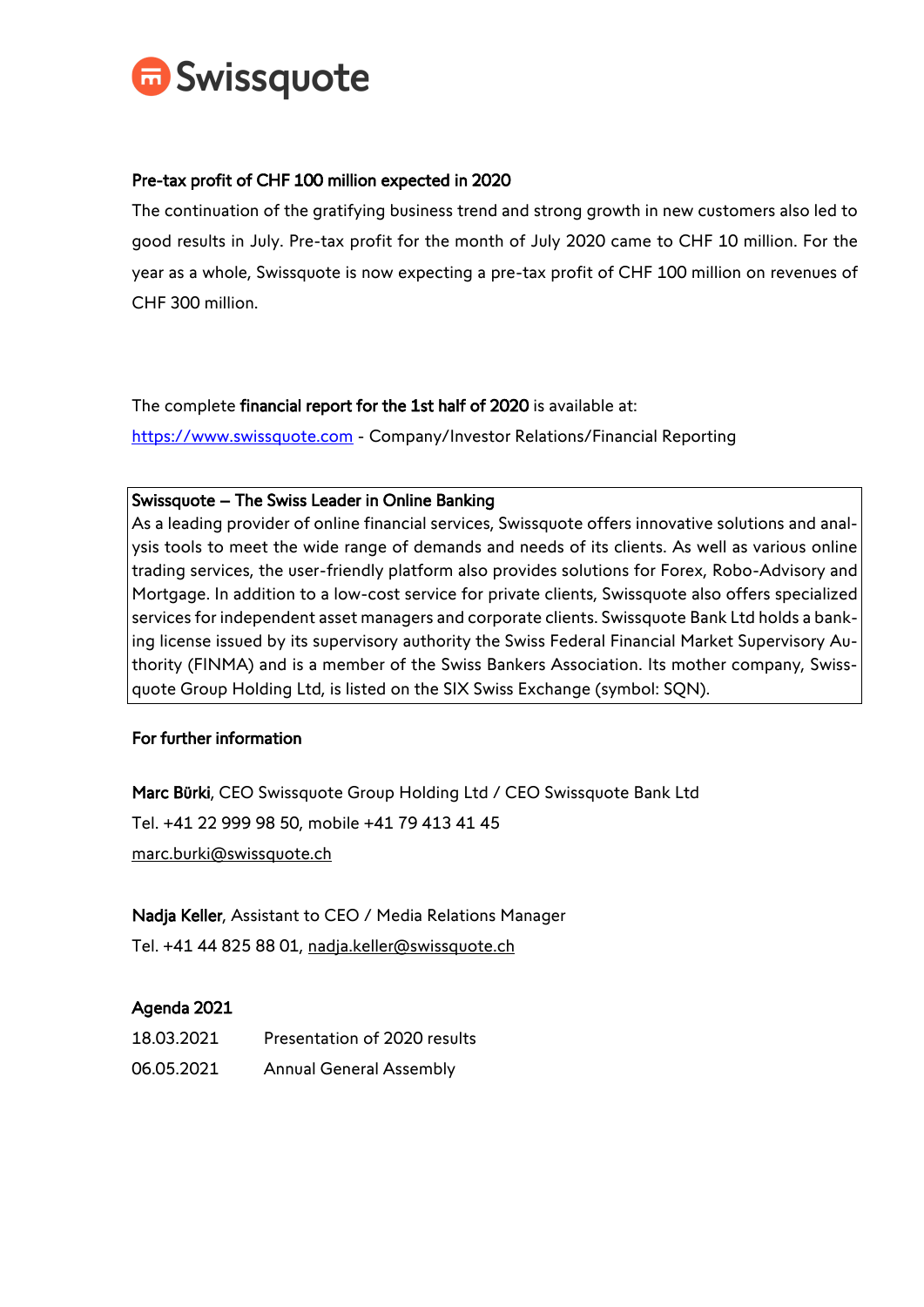**Pre-tax profit of CHF 100 million expected in 2020**

The continuation of the gratifying business trend and strong growth in new customers also led to good results in July. Pre-tax profit for the month of July 2020 came to CHF 10 million. For the year as a whole, Swissquote is now expecting a pre-tax profit of CHF 100 million on revenues of CHF 300 million.

The complete **financial report for the 1st half of 2020** is available at:

https://www.swissquote.com - Company/Investor Relations/Financial Reporting

**Swissquote – The Swiss Leader in Online Banking**

As a leading provider of online financial services, Swissquote offers innovative solutions and analysis tools to meet the wide range of demands and needs of its clients. As well as various online trading services, the user-friendly platform also provides solutions for Forex, Robo-Advisory and Mortgage. In addition to a low-cost service for private clients, Swissquote also offers specialized services for independent asset managers and corporate clients. Swissquote Bank Ltd holds a banking license issued by its supervisory authority the Swiss Federal Financial Market Supervisory Authority (FINMA) and is a member of the Swiss Bankers Association. Its mother company, Swissquote Group Holding Ltd, is listed on the SIX Swiss Exchange (symbol: SQN).

**For further information**

**Marc Bürki**, CEO Swissquote Group Holding Ltd / CEO Swissquote Bank Ltd
Tel. +41 22 999 98 50, mobile +41 79 413 41 45
marc.burki@swissquote.ch

**Nadja Keller**, Assistant to CEO / Media Relations Manager
Tel. +41 44 825 88 01, nadja.keller@swissquote.ch

**Agenda 2021**

| | |
|---|---|
| 18.03.2021 | Presentation of 2020 results |
| 06.05.2021 | Annual General Assembly |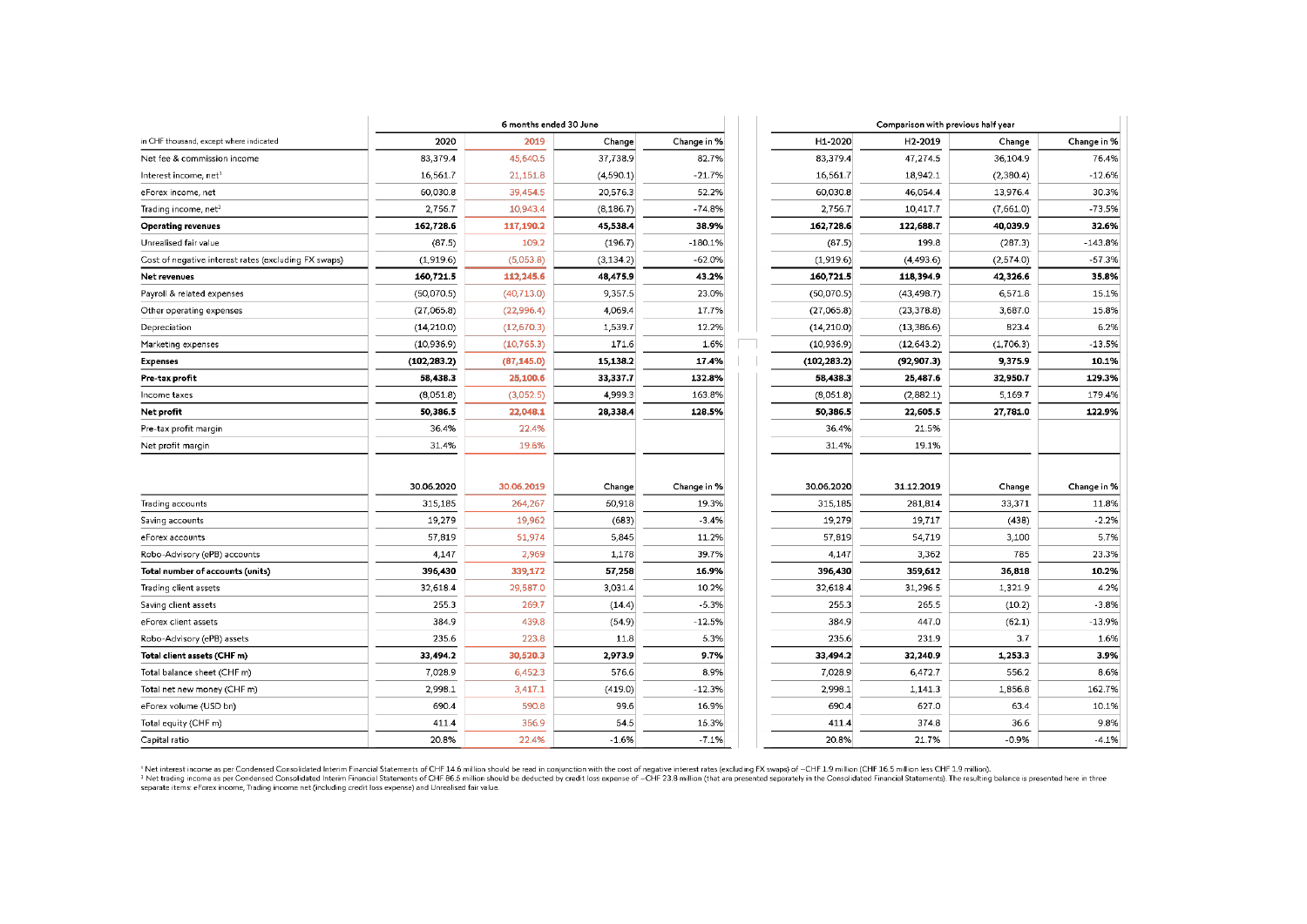| in CHF thousand, except where indicated | 6 months ended 30 June 2020 | 2019 | Change | Change in % | Comparison with previous half year H1-2020 | H2-2019 | Change | Change in % |
|---|---|---|---|---|---|---|---|---|
| Net fee & commission income | 83,379.4 | 45,640.5 | 37,738.9 | 82.7% | 83,379.4 | 47,274.5 | 36,104.9 | 76.4% |
| Interest income, net[1] | 16,561.7 | 21,151.8 | (4,590.1) | -21.7% | 16,561.7 | 18,942.1 | (2,380.4) | -12.6% |
| eForex income, net | 60,030.8 | 39,454.5 | 20,576.3 | 52.2% | 60,030.8 | 46,054.4 | 13,976.4 | 30.3% |
| Trading income, net[2] | 2,756.7 | 10,943.4 | (8,186.7) | -74.8% | 2,756.7 | 10,417.7 | (7,661.0) | -73.5% |
| **Operating revenues** | **162,728.6** | **117,190.2** | **45,538.4** | **38.9%** | **162,728.6** | **122,688.7** | **40,039.9** | **32.6%** |
| Unrealised fair value | (87.5) | 109.2 | (196.7) | -180.1% | (87.5) | 199.8 | (287.3) | -143.8% |
| Cost of negative interest rates (excluding FX swaps) | (1,919.6) | (5,053.8) | (3,134.2) | -62.0% | (1,919.6) | (4,493.6) | (2,574.0) | -57.3% |
| **Net revenues** | **160,721.5** | **112,245.6** | **48,475.9** | **43.2%** | **160,721.5** | **118,394.9** | **42,326.6** | **35.8%** |
| Payroll & related expenses | (50,070.5) | (40,713.0) | 9,357.5 | 23.0% | (50,070.5) | (43,498.7) | 6,571.8 | 15.1% |
| Other operating expenses | (27,065.8) | (22,996.4) | 4,069.4 | 17.7% | (27,065.8) | (23,378.8) | 3,687.0 | 15.8% |
| Depreciation | (14,210.0) | (12,670.3) | 1,539.7 | 12.2% | (14,210.0) | (13,386.6) | 823.4 | 6.2% |
| Marketing expenses | (10,936.9) | (10,765.3) | 171.6 | 1.6% | (10,936.9) | (12,643.2) | (1,706.3) | -13.5% |
| **Expenses** | **(102,283.2)** | **(87,145.0)** | **15,138.2** | **17.4%** | **(102,283.2)** | **(92,907.3)** | **9,375.9** | **10.1%** |
| **Pre-tax profit** | **58,438.3** | **25,100.6** | **33,337.7** | **132.8%** | **58,438.3** | **25,487.6** | **32,950.7** | **129.3%** |
| Income taxes | (8,051.8) | (3,052.5) | 4,999.3 | 163.8% | (8,051.8) | (2,882.1) | 5,169.7 | 179.4% |
| **Net profit** | **50,386.5** | **22,048.1** | **28,338.4** | **128.5%** | **50,386.5** | **22,605.5** | **27,781.0** | **122.9%** |
| Pre-tax profit margin | 36.4% | 22.4% | | | 36.4% | 21.5% | | |
| Net profit margin | 31.4% | 19.6% | | | 31.4% | 19.1% | | |

| | 30.06.2020 | 30.06.2019 | Change | Change in % | 30.06.2020 | 31.12.2019 | Change | Change in % |
|---|---|---|---|---|---|---|---|---|
| Trading accounts | 315,185 | 264,267 | 50,918 | 19.3% | 315,185 | 281,814 | 33,371 | 11.8% |
| Saving accounts | 19,279 | 19,962 | (683) | -3.4% | 19,279 | 19,717 | (438) | -2.2% |
| eForex accounts | 57,819 | 51,974 | 5,845 | 11.2% | 57,819 | 54,719 | 3,100 | 5.7% |
| Robo-Advisory (ePB) accounts | 4,147 | 2,969 | 1,178 | 39.7% | 4,147 | 3,362 | 785 | 23.3% |
| **Total number of accounts (units)** | **396,430** | **339,172** | **57,258** | **16.9%** | **396,430** | **359,612** | **36,818** | **10.2%** |
| Trading client assets | 32,618.4 | 29,587.0 | 3,031.4 | 10.2% | 32,618.4 | 31,296.5 | 1,321.9 | 4.2% |
| Saving client assets | 255.3 | 269.7 | (14.4) | -5.3% | 255.3 | 265.5 | (10.2) | -3.8% |
| eForex client assets | 384.9 | 439.8 | (54.9) | -12.5% | 384.9 | 447.0 | (62.1) | -13.9% |
| Robo-Advisory (ePB) assets | 235.6 | 223.8 | 11.8 | 5.3% | 235.6 | 231.9 | 3.7 | 1.6% |
| **Total client assets (CHF m)** | **33,494.2** | **30,520.3** | **2,973.9** | **9.7%** | **33,494.2** | **32,240.9** | **1,253.3** | **3.9%** |
| Total balance sheet (CHF m) | 7,028.9 | 6,452.3 | 576.6 | 8.9% | 7,028.9 | 6,472.7 | 556.2 | 8.6% |
| Total net new money (CHF m) | 2,998.1 | 3,417.1 | (419.0) | -12.3% | 2,998.1 | 1,141.3 | 1,856.8 | 162.7% |
| eForex volume (USD bn) | 690.4 | 590.8 | 99.6 | 16.9% | 690.4 | 627.0 | 63.4 | 10.1% |
| Total equity (CHF m) | 411.4 | 356.9 | 54.5 | 15.3% | 411.4 | 374.8 | 36.6 | 9.8% |
| Capital ratio | 20.8% | 22.4% | -1.6% | -7.1% | 20.8% | 21.7% | -0.9% | -4.1% |

[1] Net interest income as per Condensed Consolidated Interim Financial Statements of CHF 14.6 million should be read in conjunction with the cost of negative interest rates (excluding FX swaps) of –CHF 1.9 million (CHF 16.5 million less CHF 1.9 million).
[2] Net trading income as per Condensed Consolidated Interim Financial Statements of CHF 86.6 million should be deducted by credit loss expense of –CHF 23.8 million (that are presented separately in the Consolidated Financial Statements). The resulting balance is presented here in three separate items: eForex income, Trading income net (including credit loss expense) and Unrealised fair value.